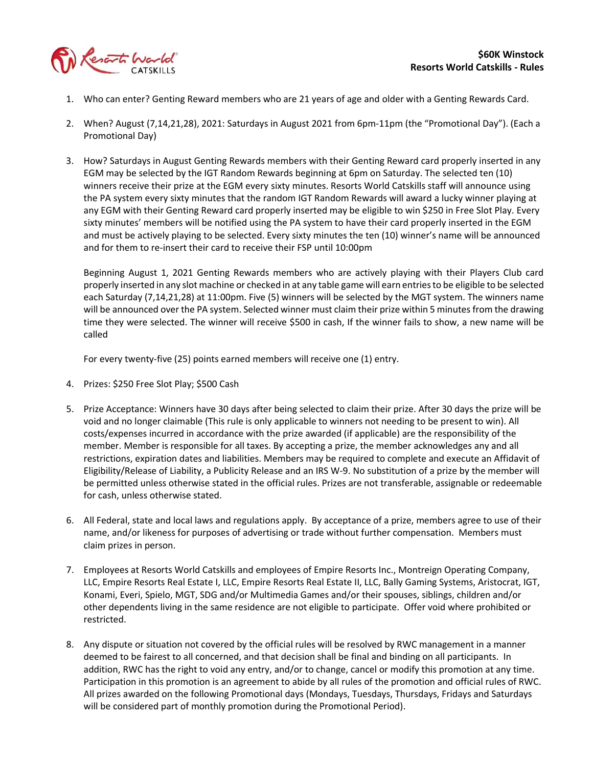**$60K Winstock**
**Resorts World Catskills - Rules**

1. Who can enter? Genting Reward members who are 21 years of age and older with a Genting Rewards Card.

2. When? August (7,14,21,28), 2021: Saturdays in August 2021 from 6pm-11pm (the "Promotional Day"). (Each a Promotional Day)

3. How? Saturdays in August Genting Rewards members with their Genting Reward card properly inserted in any EGM may be selected by the IGT Random Rewards beginning at 6pm on Saturday. The selected ten (10) winners receive their prize at the EGM every sixty minutes. Resorts World Catskills staff will announce using the PA system every sixty minutes that the random IGT Random Rewards will award a lucky winner playing at any EGM with their Genting Reward card properly inserted may be eligible to win $250 in Free Slot Play. Every sixty minutes' members will be notified using the PA system to have their card properly inserted in the EGM and must be actively playing to be selected. Every sixty minutes the ten (10) winner's name will be announced and for them to re-insert their card to receive their FSP until 10:00pm

   Beginning August 1, 2021 Genting Rewards members who are actively playing with their Players Club card properly inserted in any slot machine or checked in at any table game will earn entries to be eligible to be selected each Saturday (7,14,21,28) at 11:00pm. Five (5) winners will be selected by the MGT system. The winners name will be announced over the PA system. Selected winner must claim their prize within 5 minutes from the drawing time they were selected. The winner will receive $500 in cash, If the winner fails to show, a new name will be called

   For every twenty-five (25) points earned members will receive one (1) entry.

4. Prizes: $250 Free Slot Play; $500 Cash

5. Prize Acceptance: Winners have 30 days after being selected to claim their prize. After 30 days the prize will be void and no longer claimable (This rule is only applicable to winners not needing to be present to win). All costs/expenses incurred in accordance with the prize awarded (if applicable) are the responsibility of the member. Member is responsible for all taxes. By accepting a prize, the member acknowledges any and all restrictions, expiration dates and liabilities. Members may be required to complete and execute an Affidavit of Eligibility/Release of Liability, a Publicity Release and an IRS W-9. No substitution of a prize by the member will be permitted unless otherwise stated in the official rules. Prizes are not transferable, assignable or redeemable for cash, unless otherwise stated.

6. All Federal, state and local laws and regulations apply. By acceptance of a prize, members agree to use of their name, and/or likeness for purposes of advertising or trade without further compensation. Members must claim prizes in person.

7. Employees at Resorts World Catskills and employees of Empire Resorts Inc., Montreign Operating Company, LLC, Empire Resorts Real Estate I, LLC, Empire Resorts Real Estate II, LLC, Bally Gaming Systems, Aristocrat, IGT, Konami, Everi, Spielo, MGT, SDG and/or Multimedia Games and/or their spouses, siblings, children and/or other dependents living in the same residence are not eligible to participate. Offer void where prohibited or restricted.

8. Any dispute or situation not covered by the official rules will be resolved by RWC management in a manner deemed to be fairest to all concerned, and that decision shall be final and binding on all participants. In addition, RWC has the right to void any entry, and/or to change, cancel or modify this promotion at any time. Participation in this promotion is an agreement to abide by all rules of the promotion and official rules of RWC. All prizes awarded on the following Promotional days (Mondays, Tuesdays, Thursdays, Fridays and Saturdays will be considered part of monthly promotion during the Promotional Period).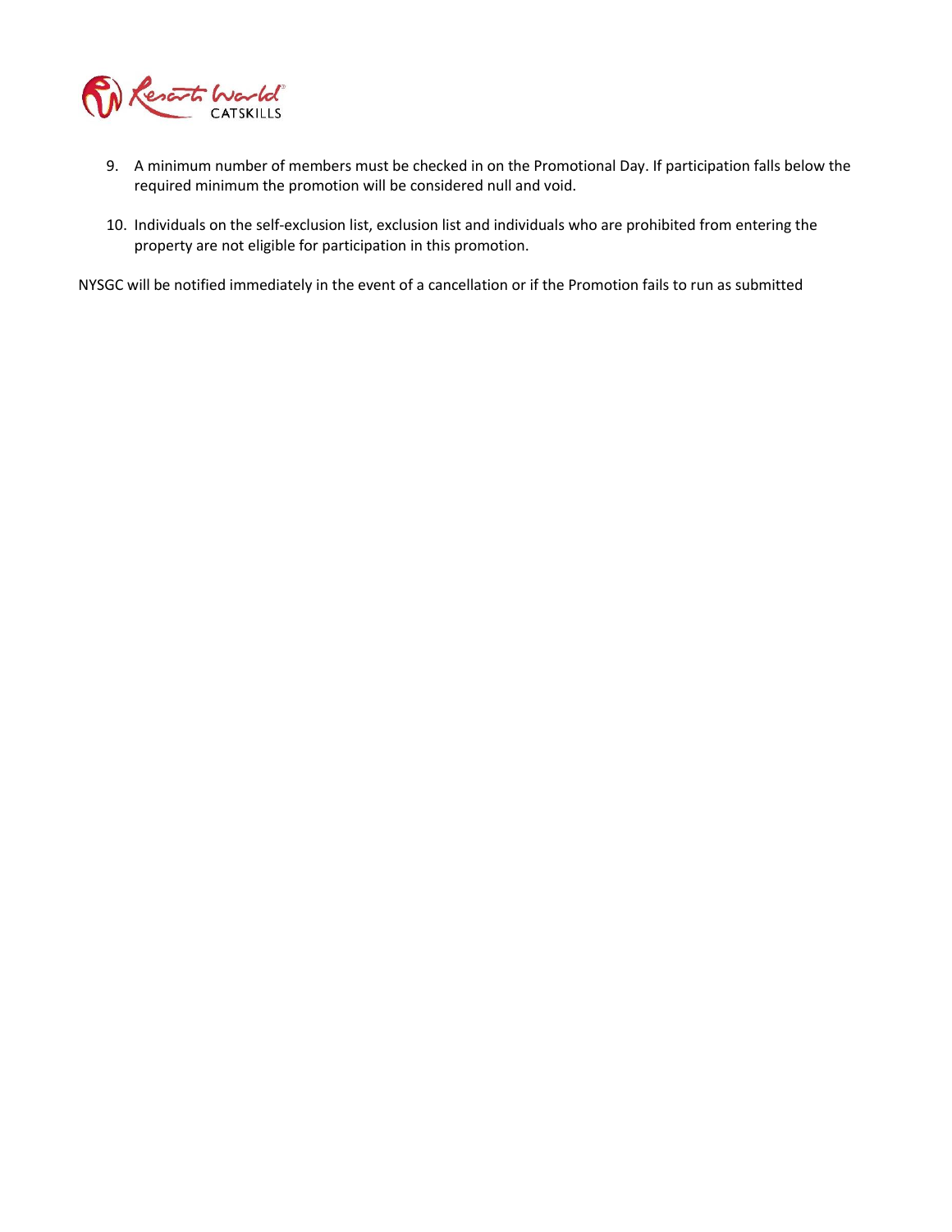9. A minimum number of members must be checked in on the Promotional Day. If participation falls below the required minimum the promotion will be considered null and void.

10. Individuals on the self-exclusion list, exclusion list and individuals who are prohibited from entering the property are not eligible for participation in this promotion.

NYSGC will be notified immediately in the event of a cancellation or if the Promotion fails to run as submitted